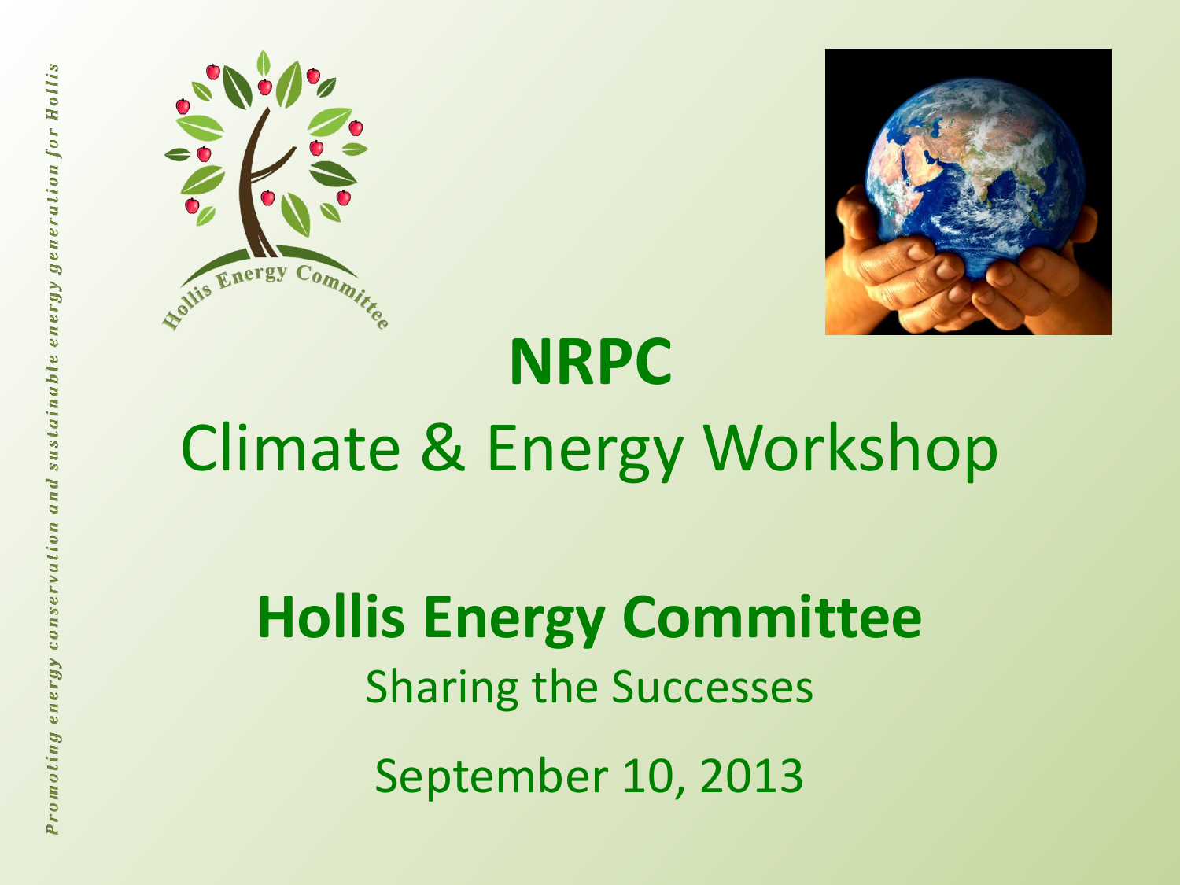*Promoting energy conservation and sustainable energy generation for Hollis*

# NRPC

## Climate & Energy Workshop

## Hollis Energy Committee

Sharing the Successes

September 10, 2013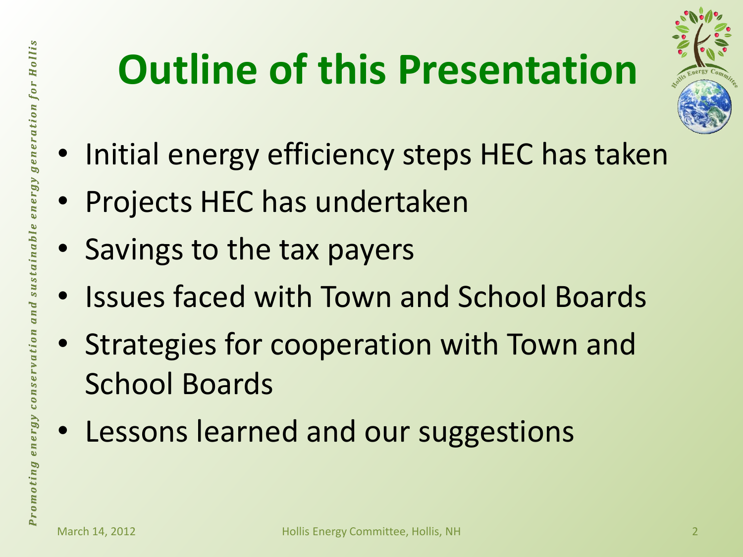# Outline of this Presentation

- Initial energy efficiency steps HEC has taken
- Projects HEC has undertaken
- Savings to the tax payers
- Issues faced with Town and School Boards
- Strategies for cooperation with Town and School Boards
- Lessons learned and our suggestions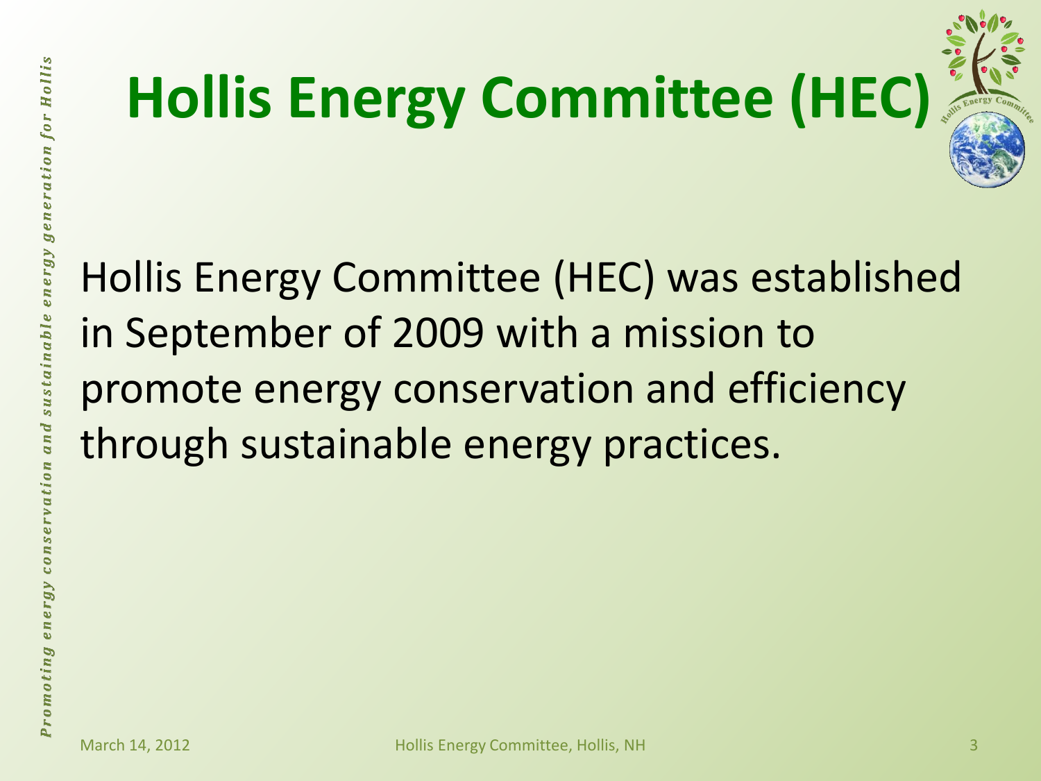# Hollis Energy Committee (HEC)

Hollis Energy Committee (HEC) was established in September of 2009 with a mission to promote energy conservation and efficiency through sustainable energy practices.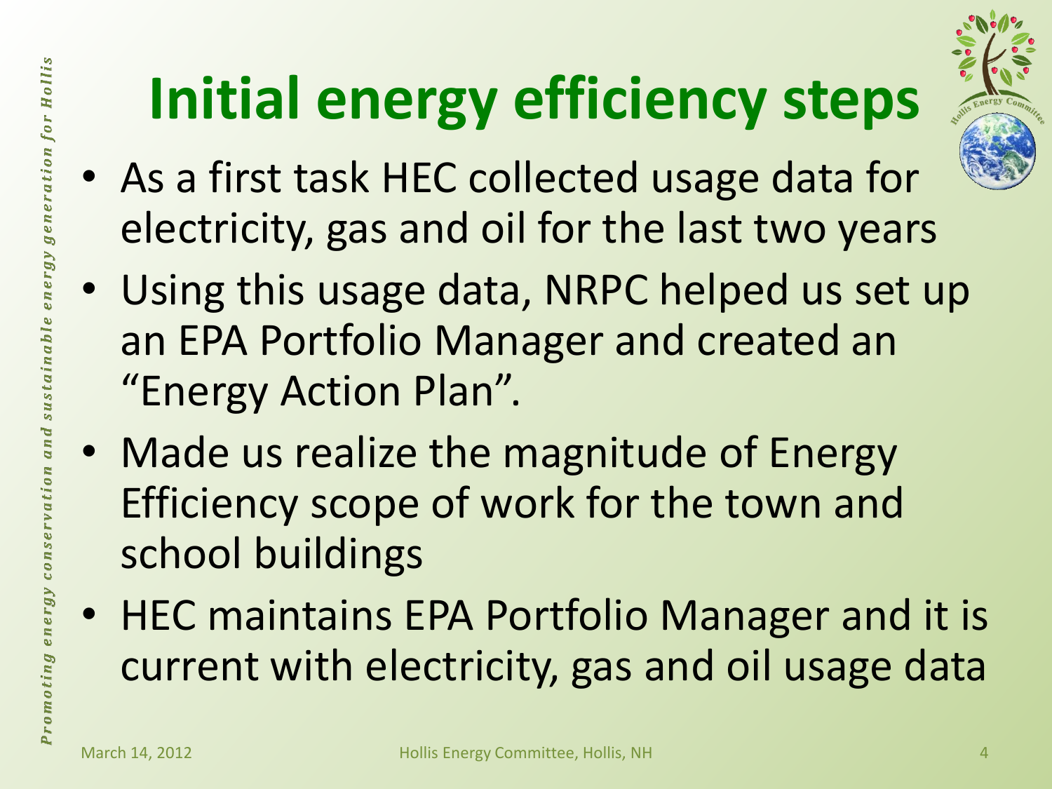# Initial energy efficiency steps

- As a first task HEC collected usage data for electricity, gas and oil for the last two years
- Using this usage data, NRPC helped us set up an EPA Portfolio Manager and created an "Energy Action Plan".
- Made us realize the magnitude of Energy Efficiency scope of work for the town and school buildings
- HEC maintains EPA Portfolio Manager and it is current with electricity, gas and oil usage data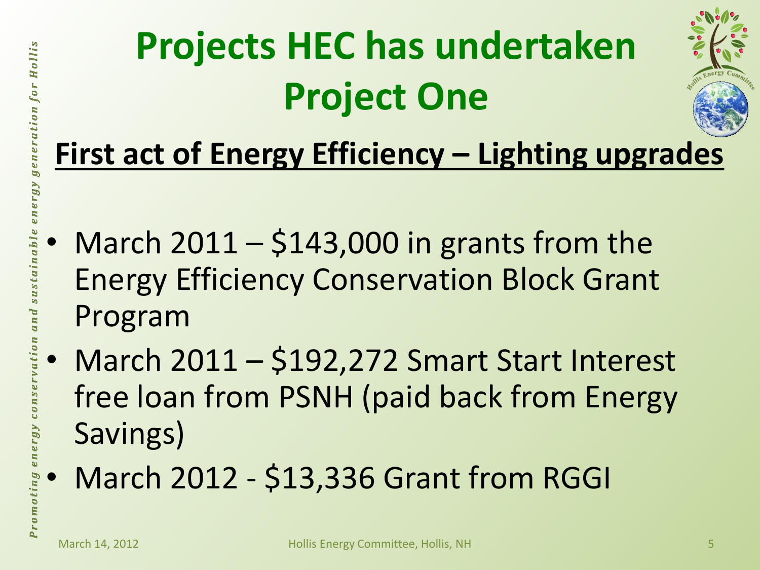# Projects HEC has undertaken Project One

**First act of Energy Efficiency – Lighting upgrades**

- March 2011 – $143,000 in grants from the Energy Efficiency Conservation Block Grant Program
- March 2011 – $192,272 Smart Start Interest free loan from PSNH (paid back from Energy Savings)
- March 2012 - $13,336 Grant from RGGI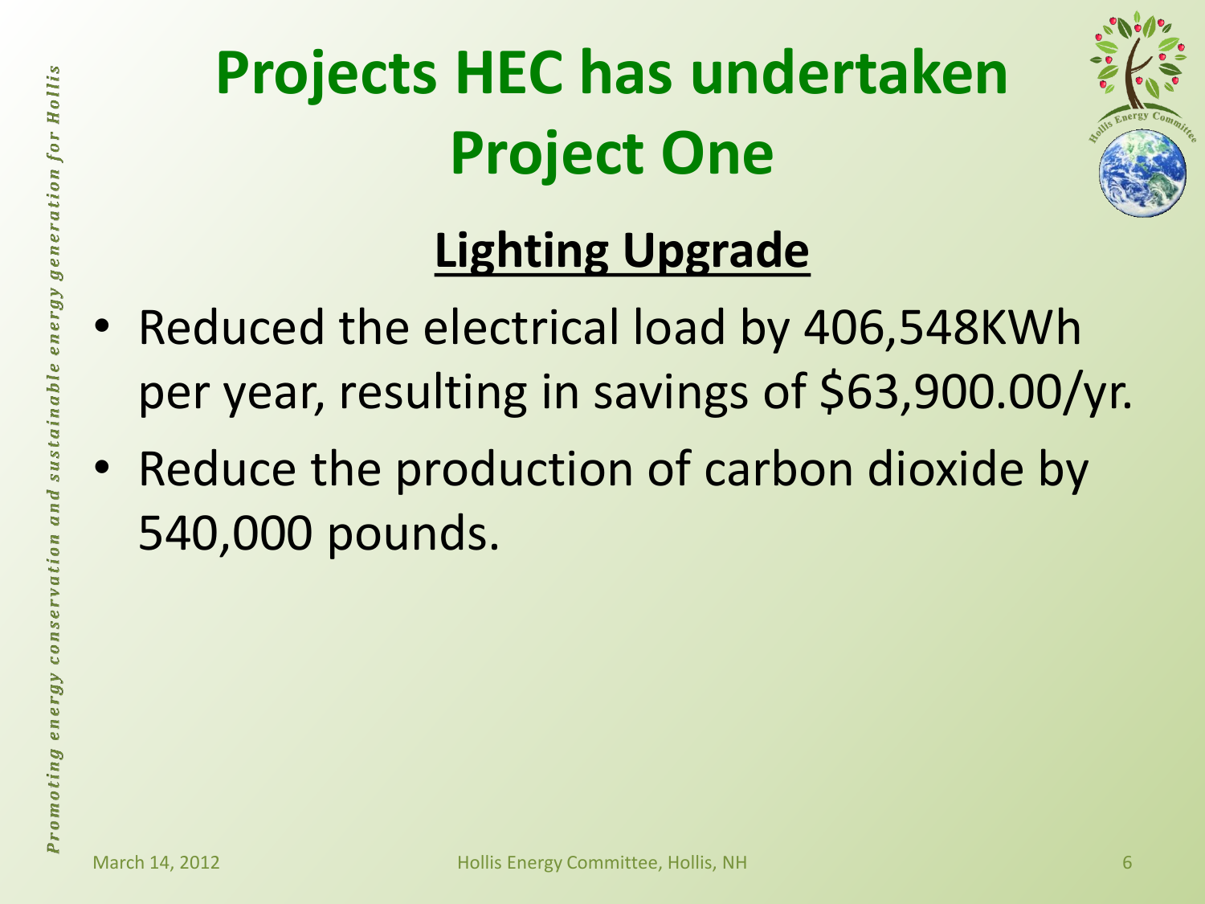# Projects HEC has undertaken
# Project One

## Lighting Upgrade

- Reduced the electrical load by 406,548KWh per year, resulting in savings of $63,900.00/yr.
- Reduce the production of carbon dioxide by 540,000 pounds.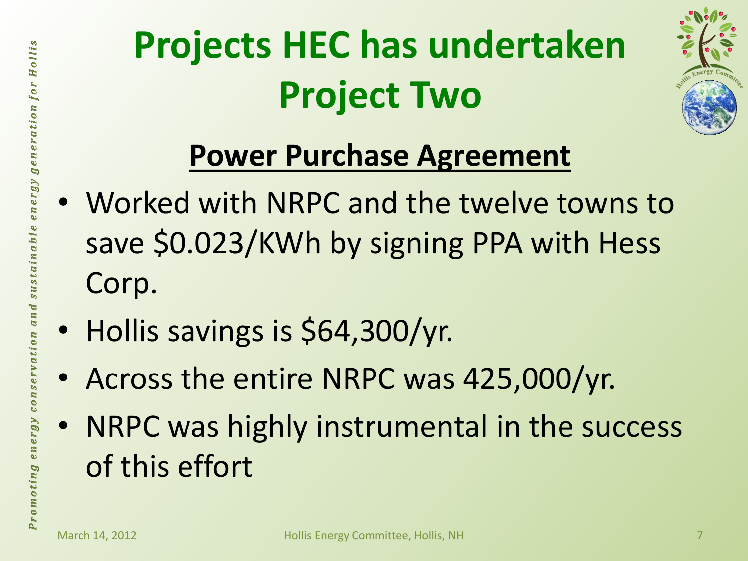# Projects HEC has undertaken Project Two

## Power Purchase Agreement

- Worked with NRPC and the twelve towns to save $0.023/KWh by signing PPA with Hess Corp.
- Hollis savings is $64,300/yr.
- Across the entire NRPC was 425,000/yr.
- NRPC was highly instrumental in the success of this effort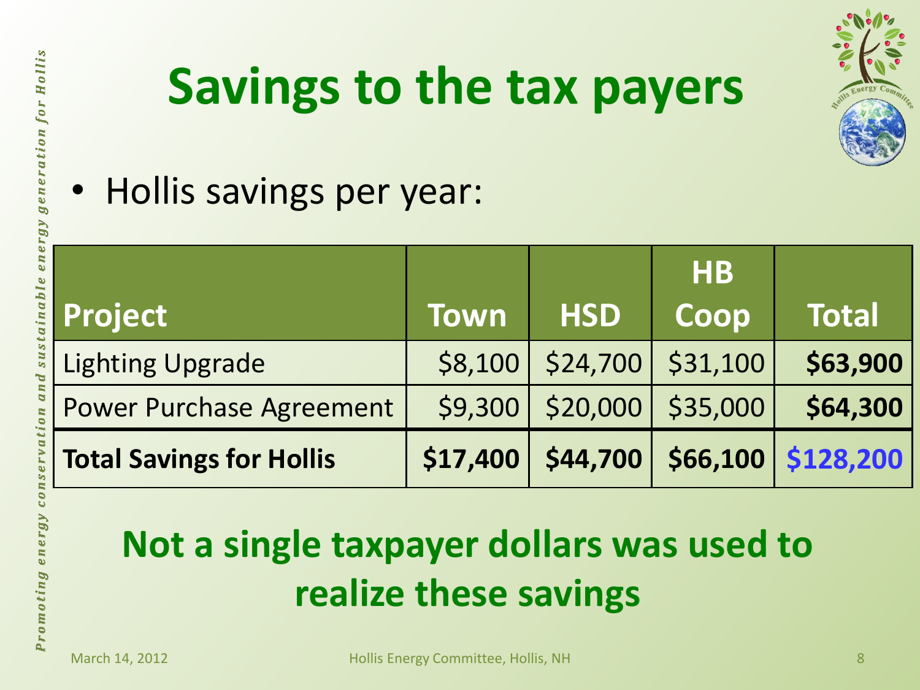# Savings to the tax payers

- Hollis savings per year:

| Project | Town | HSD | HB Coop | Total |
|---|---|---|---|---|
| Lighting Upgrade | $8,100 | $24,700 | $31,100 | **$63,900** |
| Power Purchase Agreement | $9,300 | $20,000 | $35,000 | **$64,300** |
| **Total Savings for Hollis** | **$17,400** | **$44,700** | **$66,100** | **$128,200** |

**Not a single taxpayer dollars was used to realize these savings**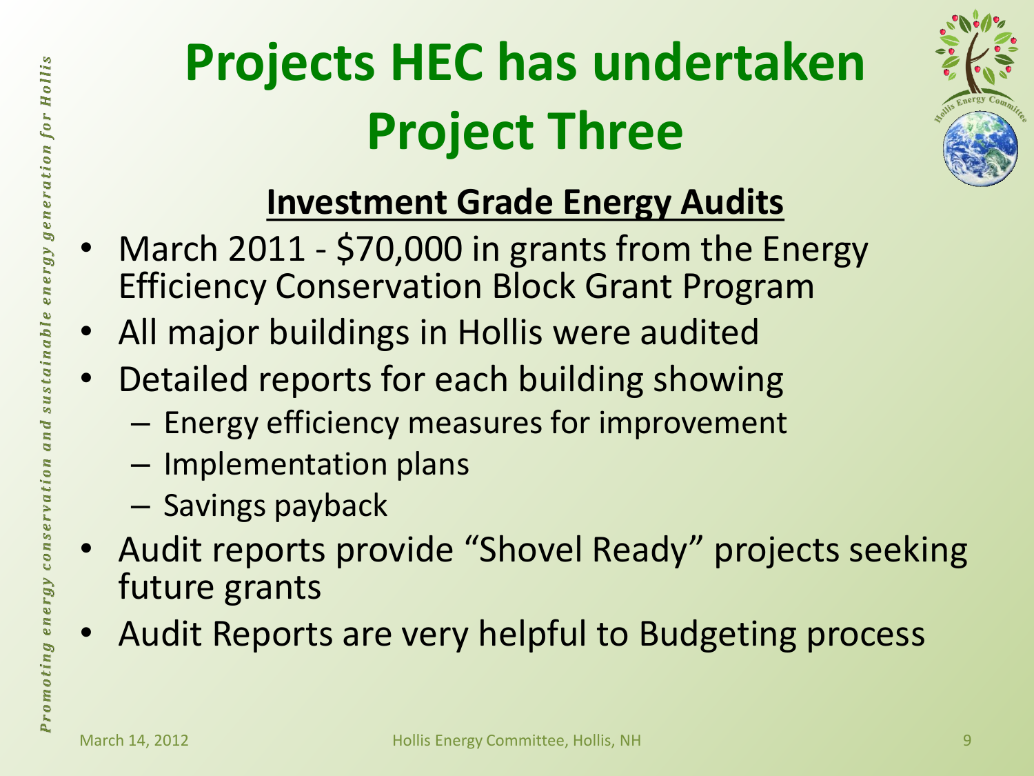# Projects HEC has undertaken Project Three

## Investment Grade Energy Audits

- March 2011 - $70,000 in grants from the Energy Efficiency Conservation Block Grant Program
- All major buildings in Hollis were audited
- Detailed reports for each building showing
  - Energy efficiency measures for improvement
  - Implementation plans
  - Savings payback
- Audit reports provide "Shovel Ready" projects seeking future grants
- Audit Reports are very helpful to Budgeting process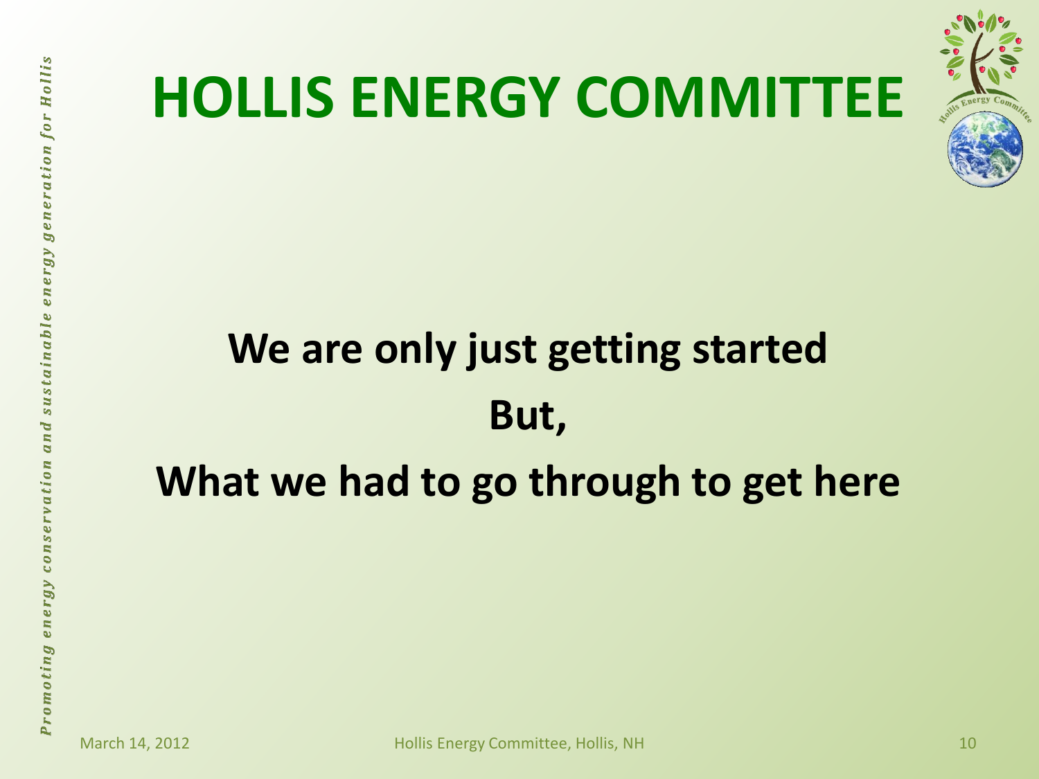# HOLLIS ENERGY COMMITTEE

**We are only just getting started**

**But,**

**What we had to go through to get here**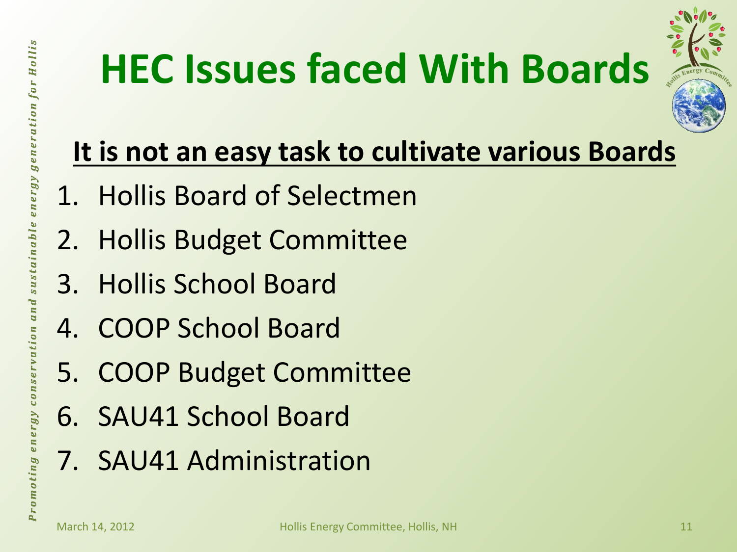# HEC Issues faced With Boards

**It is not an easy task to cultivate various Boards**

1. Hollis Board of Selectmen
2. Hollis Budget Committee
3. Hollis School Board
4. COOP School Board
5. COOP Budget Committee
6. SAU41 School Board
7. SAU41 Administration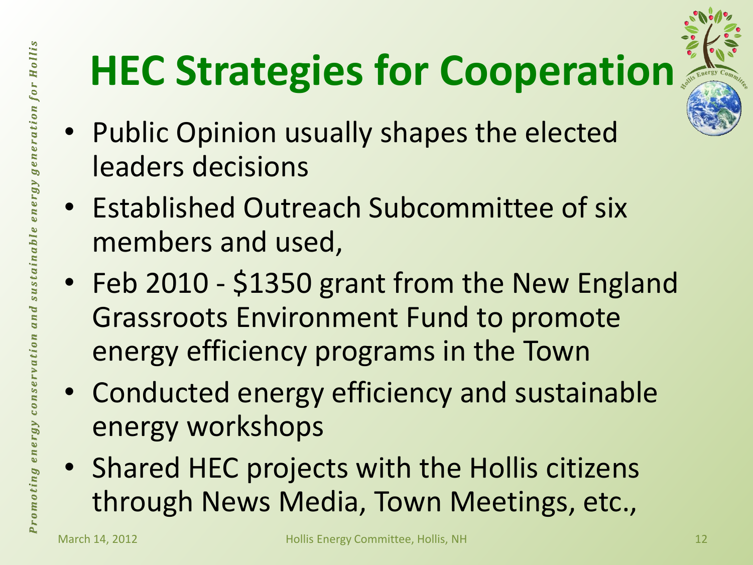# HEC Strategies for Cooperation

- Public Opinion usually shapes the elected leaders decisions
- Established Outreach Subcommittee of six members and used,
- Feb 2010 - $1350 grant from the New England Grassroots Environment Fund to promote energy efficiency programs in the Town
- Conducted energy efficiency and sustainable energy workshops
- Shared HEC projects with the Hollis citizens through News Media, Town Meetings, etc.,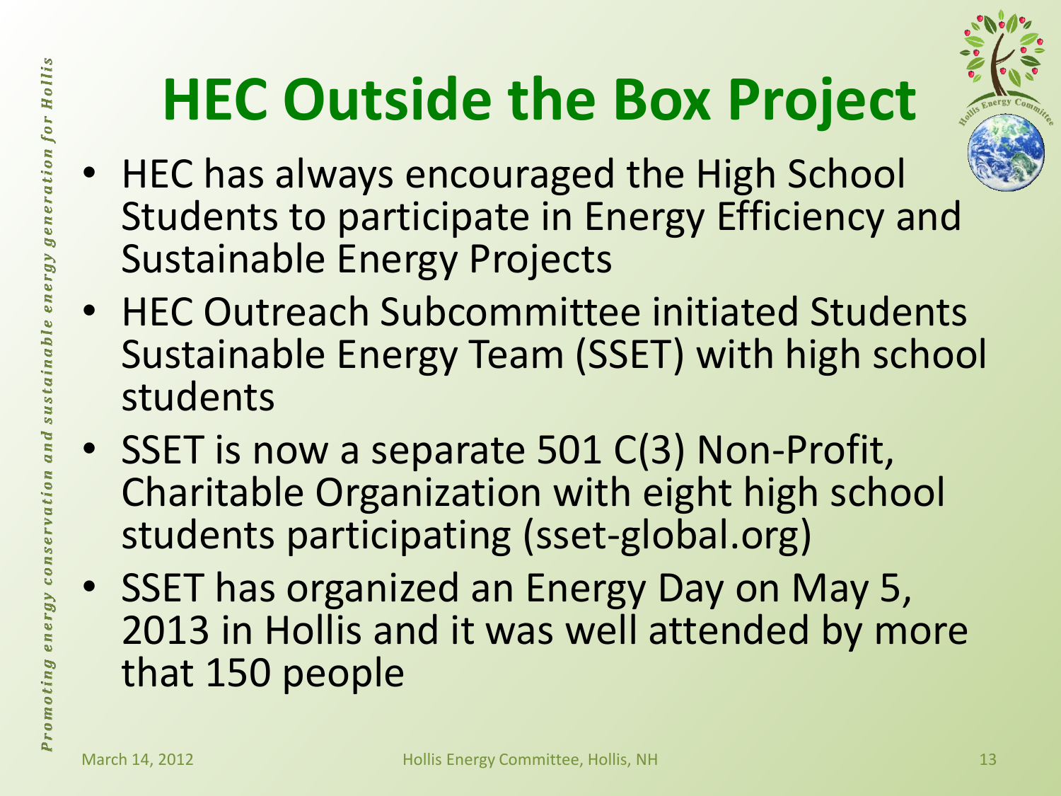# HEC Outside the Box Project

- HEC has always encouraged the High School Students to participate in Energy Efficiency and Sustainable Energy Projects
- HEC Outreach Subcommittee initiated Students Sustainable Energy Team (SSET) with high school students
- SSET is now a separate 501 C(3) Non-Profit, Charitable Organization with eight high school students participating (sset-global.org)
- SSET has organized an Energy Day on May 5, 2013 in Hollis and it was well attended by more that 150 people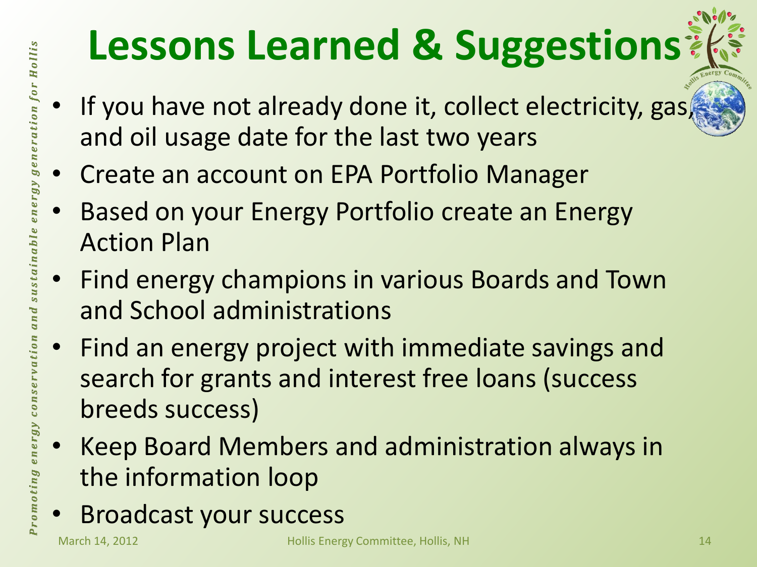# Lessons Learned & Suggestions

- If you have not already done it, collect electricity, gas, and oil usage date for the last two years
- Create an account on EPA Portfolio Manager
- Based on your Energy Portfolio create an Energy Action Plan
- Find energy champions in various Boards and Town and School administrations
- Find an energy project with immediate savings and search for grants and interest free loans (success breeds success)
- Keep Board Members and administration always in the information loop
- Broadcast your success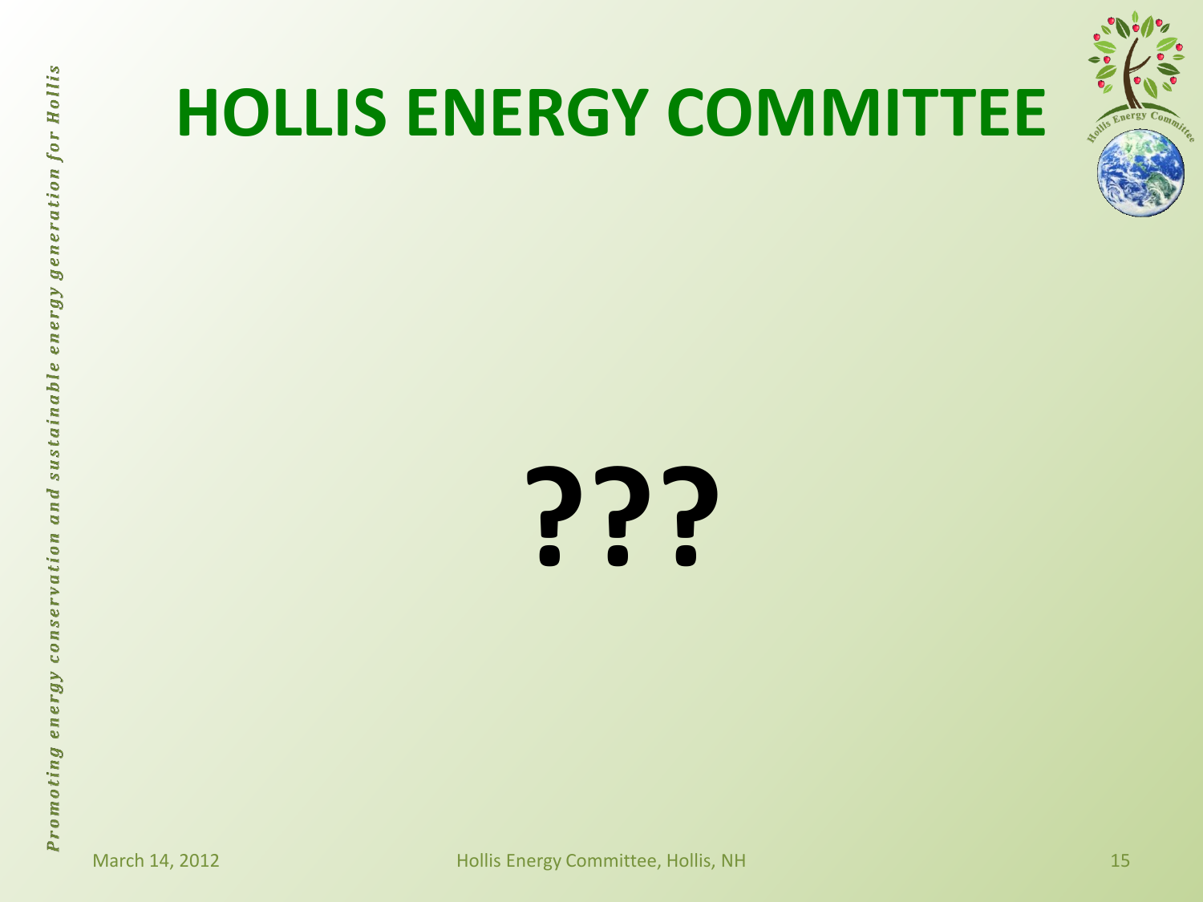# HOLLIS ENERGY COMMITTEE

# ???